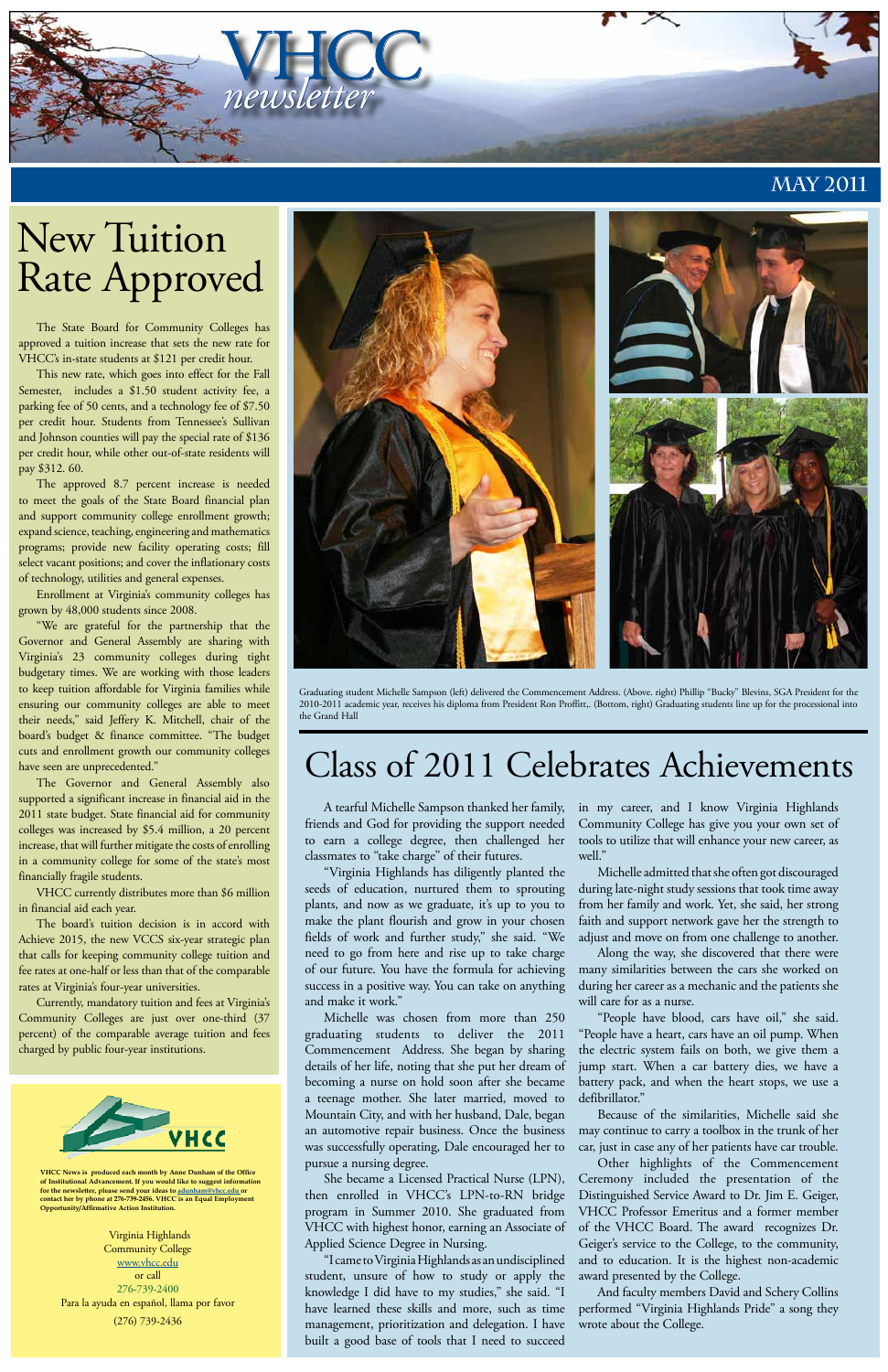# VHCC newsletter

MAY 2011

# New Tuition Rate Approved

The State Board for Community Colleges has approved a tuition increase that sets the new rate for VHCC's in-state students at $121 per credit hour.

This new rate, which goes into effect for the Fall Semester, includes a $1.50 student activity fee, a parking fee of 50 cents, and a technology fee of $7.50 per credit hour. Students from Tennessee's Sullivan and Johnson counties will pay the special rate of $136 per credit hour, while other out-of-state residents will pay $312. 60.

The approved 8.7 percent increase is needed to meet the goals of the State Board financial plan and support community college enrollment growth; expand science, teaching, engineering and mathematics programs; provide new facility operating costs; fill select vacant positions; and cover the inflationary costs of technology, utilities and general expenses.

Enrollment at Virginia's community colleges has grown by 48,000 students since 2008.

"We are grateful for the partnership that the Governor and General Assembly are sharing with Virginia's 23 community colleges during tight budgetary times. We are working with those leaders to keep tuition affordable for Virginia families while ensuring our community colleges are able to meet their needs," said Jeffery K. Mitchell, chair of the board's budget & finance committee. "The budget cuts and enrollment growth our community colleges have seen are unprecedented."

The Governor and General Assembly also supported a significant increase in financial aid in the 2011 state budget. State financial aid for community colleges was increased by $5.4 million, a 20 percent increase, that will further mitigate the costs of enrolling in a community college for some of the state's most financially fragile students.

VHCC currently distributes more than $6 million in financial aid each year.

The board's tuition decision is in accord with Achieve 2015, the new VCCS six-year strategic plan that calls for keeping community college tuition and fee rates at one-half or less than that of the comparable rates at Virginia's four-year universities.

Currently, mandatory tuition and fees at Virginia's Community Colleges are just over one-third (37 percent) of the comparable average tuition and fees charged by public four-year institutions.

Graduating student Michelle Sampson (left) delivered the Commencement Address. (Above. right) Phillip "Bucky" Blevins, SGA President for the 2010-2011 academic year, receives his diploma from President Ron Proffitt,. (Bottom, right) Graduating students line up for the processional into the Grand Hall

# Class of 2011 Celebrates Achievements

A tearful Michelle Sampson thanked her family, friends and God for providing the support needed to earn a college degree, then challenged her classmates to "take charge" of their futures.

"Virginia Highlands has diligently planted the seeds of education, nurtured them to sprouting plants, and now as we graduate, it's up to you to make the plant flourish and grow in your chosen fields of work and further study," she said. "We need to go from here and rise up to take charge of our future. You have the formula for achieving success in a positive way. You can take on anything and make it work."

Michelle was chosen from more than 250 graduating students to deliver the 2011 Commencement Address. She began by sharing details of her life, noting that she put her dream of becoming a nurse on hold soon after she became a teenage mother. She later married, moved to Mountain City, and with her husband, Dale, began an automotive repair business. Once the business was successfully operating, Dale encouraged her to pursue a nursing degree.

She became a Licensed Practical Nurse (LPN), then enrolled in VHCC's LPN-to-RN bridge program in Summer 2010. She graduated from VHCC with highest honor, earning an Associate of Applied Science Degree in Nursing.

"I came to Virginia Highlands as an undisciplined student, unsure of how to study or apply the knowledge I did have to my studies," she said. "I have learned these skills and more, such as time management, prioritization and delegation. I have built a good base of tools that I need to succeed in my career, and I know Virginia Highlands Community College has give you your own set of tools to utilize that will enhance your new career, as well."

Michelle admitted that she often got discouraged during late-night study sessions that took time away from her family and work. Yet, she said, her strong faith and support network gave her the strength to adjust and move on from one challenge to another.

Along the way, she discovered that there were many similarities between the cars she worked on during her career as a mechanic and the patients she will care for as a nurse.

"People have blood, cars have oil," she said. "People have a heart, cars have an oil pump. When the electric system fails on both, we give them a jump start. When a car battery dies, we have a battery pack, and when the heart stops, we use a defibrillator."

Because of the similarities, Michelle said she may continue to carry a toolbox in the trunk of her car, just in case any of her patients have car trouble.

Other highlights of the Commencement Ceremony included the presentation of the Distinguished Service Award to Dr. Jim E. Geiger, VHCC Professor Emeritus and a former member of the VHCC Board. The award recognizes Dr. Geiger's service to the College, to the community, and to education. It is the highest non-academic award presented by the College.

And faculty members David and Schery Collins performed "Virginia Highlands Pride" a song they wrote about the College.

---

VHCC

**VHCC News is produced each month by Anne Dunham of the Office of Institutional Advancement. If you would like to suggest information for the newsletter, please send your ideas to adunham@vhcc.edu or contact her by phone at 276-739-2456. VHCC is an Equal Employment Opportunity/Affirmative Action Institution.**

Virginia Highlands
Community College
www.vhcc.edu
or call
276-739-2400
Para la ayuda en español, llama por favor
(276) 739-2436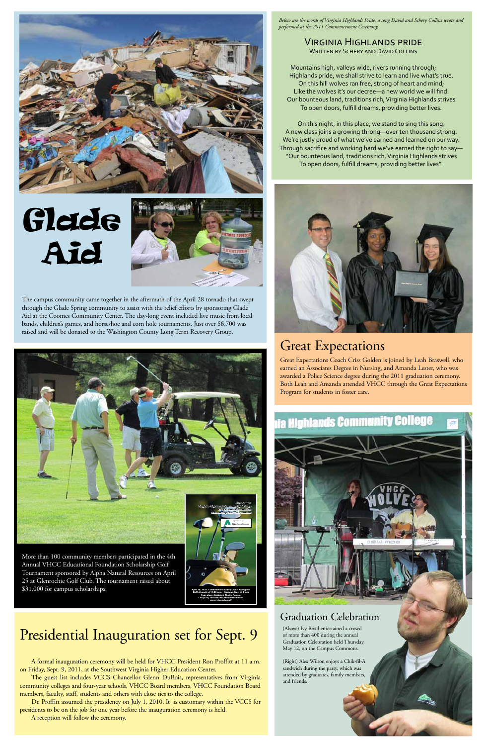# Glade Aid

The campus community came together in the aftermath of the April 28 tornado that swept through the Glade Spring community to assist with the relief efforts by sponsoring Glade Aid at the Coomes Community Center. The day-long event included live music from local bands, children's games, and horseshoe and corn hole tournaments. Just over $6,700 was raised and will be donated to the Washington County Long Term Recovery Group.

More than 100 community members participated in the 4th Annual VHCC Educational Foundation Scholarship Golf Tournament sponsored by Alpha Natural Resources on April 25 at Glenrochie Golf Club. The tournament raised about $31,000 for campus scholarships.

*Below are the words of Virginia Highlands Pride, a song David and Schery Collins wrote and performed at the 2011 Commencement Ceremony.*

## Virginia Highlands Pride

Written by Schery and David Collins

Mountains high, valleys wide, rivers running through;
Highlands pride, we shall strive to learn and live what's true.
On this hill wolves ran free, strong of heart and mind;
Like the wolves it's our decree—a new world we will find.
Our bounteous land, traditions rich, Virginia Highlands strives
To open doors, fulfill dreams, providing better lives.

On this night, in this place, we stand to sing this song.
A new class joins a growing throng—over ten thousand strong.
We're justly proud of what we've earned and learned on our way.
Through sacrifice and working hard we've earned the right to say—
"Our bounteous land, traditions rich, Virginia Highlands strives
To open doors, fulfill dreams, providing better lives".

## Great Expectations

Great Expectations Coach Criss Golden is joined by Leah Braswell, who earned an Associates Degree in Nursing, and Amanda Lester, who was awarded a Police Science degree during the 2011 graduation ceremony. Both Leah and Amanda attended VHCC through the Great Expectations Program for students in foster care.

## Graduation Celebration

(Above) Ivy Road entertained a crowd of more than 400 during the annual Graduation Celebration held Thursday, May 12, on the Campus Commons.

(Right) Alex Wilson enjoys a Chik-fil-A sandwich during the party, which was attended by graduates, family members, and friends.

# Presidential Inauguration set for Sept. 9

A formal inauguration ceremony will be held for VHCC President Ron Proffitt at 11 a.m. on Friday, Sept. 9, 2011, at the Southwest Virginia Higher Education Center.

The guest list includes VCCS Chancellor Glenn DuBois, representatives from Virginia community colleges and four-year schools, VHCC Board members, VHCC Foundation Board members, faculty, staff, students and others with close ties to the college.

Dr. Proffitt assumed the presidency on July 1, 2010. It is customary within the VCCS for presidents to be on the job for one year before the inauguration ceremony is held.

A reception will follow the ceremony.